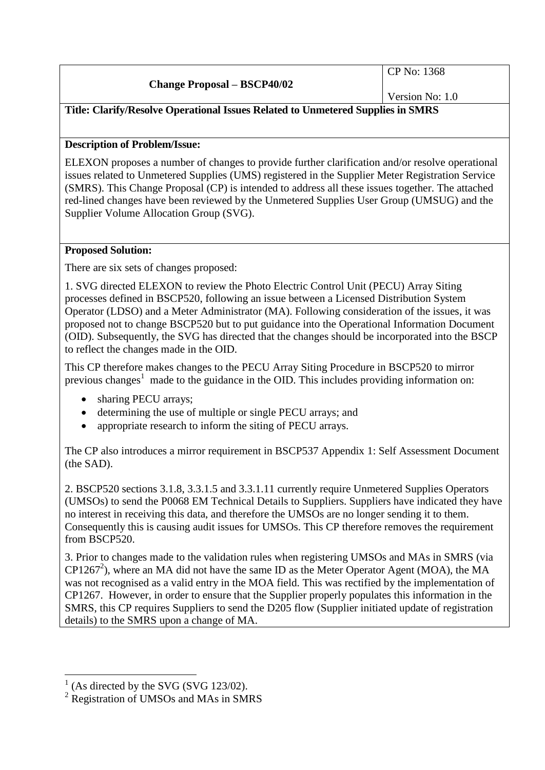| Change Proposal – BSCP40/02 | CP No: 1368<br>Version No: 1.0 |
|---|---|

**Title: Clarify/Resolve Operational Issues Related to Unmetered Supplies in SMRS**

**Description of Problem/Issue:**

ELEXON proposes a number of changes to provide further clarification and/or resolve operational issues related to Unmetered Supplies (UMS) registered in the Supplier Meter Registration Service (SMRS). This Change Proposal (CP) is intended to address all these issues together. The attached red-lined changes have been reviewed by the Unmetered Supplies User Group (UMSUG) and the Supplier Volume Allocation Group (SVG).

**Proposed Solution:**

There are six sets of changes proposed:

1. SVG directed ELEXON to review the Photo Electric Control Unit (PECU) Array Siting processes defined in BSCP520, following an issue between a Licensed Distribution System Operator (LDSO) and a Meter Administrator (MA). Following consideration of the issues, it was proposed not to change BSCP520 but to put guidance into the Operational Information Document (OID). Subsequently, the SVG has directed that the changes should be incorporated into the BSCP to reflect the changes made in the OID.

This CP therefore makes changes to the PECU Array Siting Procedure in BSCP520 to mirror previous changes[1] made to the guidance in the OID. This includes providing information on:

- sharing PECU arrays;
- determining the use of multiple or single PECU arrays; and
- appropriate research to inform the siting of PECU arrays.

The CP also introduces a mirror requirement in BSCP537 Appendix 1: Self Assessment Document (the SAD).

2. BSCP520 sections 3.1.8, 3.3.1.5 and 3.3.1.11 currently require Unmetered Supplies Operators (UMSOs) to send the P0068 EM Technical Details to Suppliers. Suppliers have indicated they have no interest in receiving this data, and therefore the UMSOs are no longer sending it to them. Consequently this is causing audit issues for UMSOs. This CP therefore removes the requirement from BSCP520.

3. Prior to changes made to the validation rules when registering UMSOs and MAs in SMRS (via CP1267[2]), where an MA did not have the same ID as the Meter Operator Agent (MOA), the MA was not recognised as a valid entry in the MOA field. This was rectified by the implementation of CP1267. However, in order to ensure that the Supplier properly populates this information in the SMRS, this CP requires Suppliers to send the D205 flow (Supplier initiated update of registration details) to the SMRS upon a change of MA.

[1] (As directed by the SVG (SVG 123/02).

[2] Registration of UMSOs and MAs in SMRS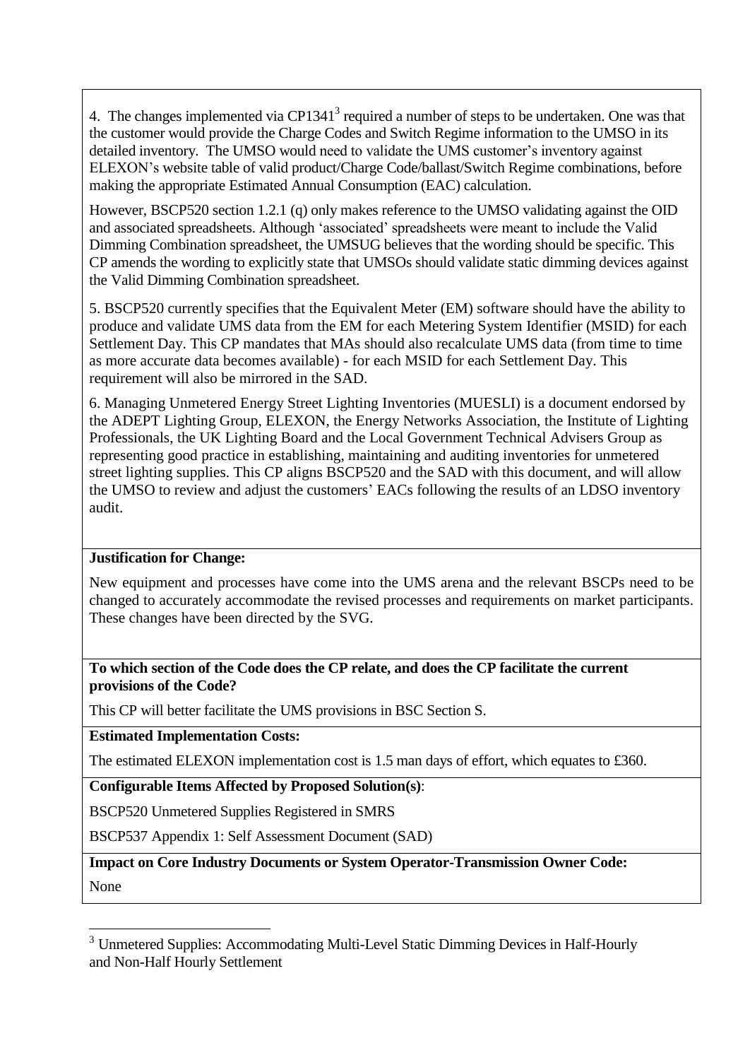4. The changes implemented via CP1341[3] required a number of steps to be undertaken. One was that the customer would provide the Charge Codes and Switch Regime information to the UMSO in its detailed inventory. The UMSO would need to validate the UMS customer's inventory against ELEXON's website table of valid product/Charge Code/ballast/Switch Regime combinations, before making the appropriate Estimated Annual Consumption (EAC) calculation.

However, BSCP520 section 1.2.1 (q) only makes reference to the UMSO validating against the OID and associated spreadsheets. Although 'associated' spreadsheets were meant to include the Valid Dimming Combination spreadsheet, the UMSUG believes that the wording should be specific. This CP amends the wording to explicitly state that UMSOs should validate static dimming devices against the Valid Dimming Combination spreadsheet.

5. BSCP520 currently specifies that the Equivalent Meter (EM) software should have the ability to produce and validate UMS data from the EM for each Metering System Identifier (MSID) for each Settlement Day. This CP mandates that MAs should also recalculate UMS data (from time to time as more accurate data becomes available) - for each MSID for each Settlement Day. This requirement will also be mirrored in the SAD.

6. Managing Unmetered Energy Street Lighting Inventories (MUESLI) is a document endorsed by the ADEPT Lighting Group, ELEXON, the Energy Networks Association, the Institute of Lighting Professionals, the UK Lighting Board and the Local Government Technical Advisers Group as representing good practice in establishing, maintaining and auditing inventories for unmetered street lighting supplies. This CP aligns BSCP520 and the SAD with this document, and will allow the UMSO to review and adjust the customers' EACs following the results of an LDSO inventory audit.

**Justification for Change:**

New equipment and processes have come into the UMS arena and the relevant BSCPs need to be changed to accurately accommodate the revised processes and requirements on market participants. These changes have been directed by the SVG.

**To which section of the Code does the CP relate, and does the CP facilitate the current provisions of the Code?**

This CP will better facilitate the UMS provisions in BSC Section S.

**Estimated Implementation Costs:**

The estimated ELEXON implementation cost is 1.5 man days of effort, which equates to £360.

**Configurable Items Affected by Proposed Solution(s)**:

BSCP520 Unmetered Supplies Registered in SMRS

BSCP537 Appendix 1: Self Assessment Document (SAD)

**Impact on Core Industry Documents or System Operator-Transmission Owner Code:**

None

[3] Unmetered Supplies: Accommodating Multi-Level Static Dimming Devices in Half-Hourly and Non-Half Hourly Settlement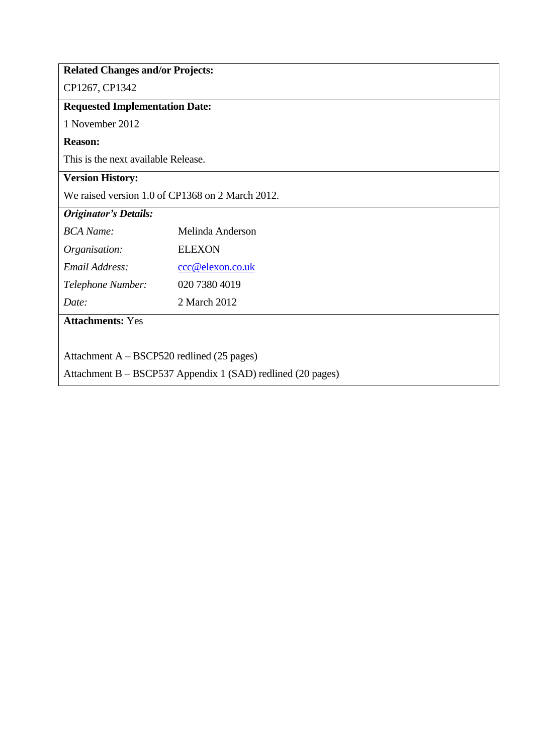**Related Changes and/or Projects:**

CP1267, CP1342

**Requested Implementation Date:**

1 November 2012

**Reason:**

This is the next available Release.

**Version History:**

We raised version 1.0 of CP1368 on 2 March 2012.

***Originator's Details:***

| | |
|---|---|
| *BCA Name:* | Melinda Anderson |
| *Organisation:* | ELEXON |
| *Email Address:* | ccc@elexon.co.uk |
| *Telephone Number:* | 020 7380 4019 |
| *Date:* | 2 March 2012 |

**Attachments:** Yes

Attachment A – BSCP520 redlined (25 pages)

Attachment B – BSCP537 Appendix 1 (SAD) redlined (20 pages)